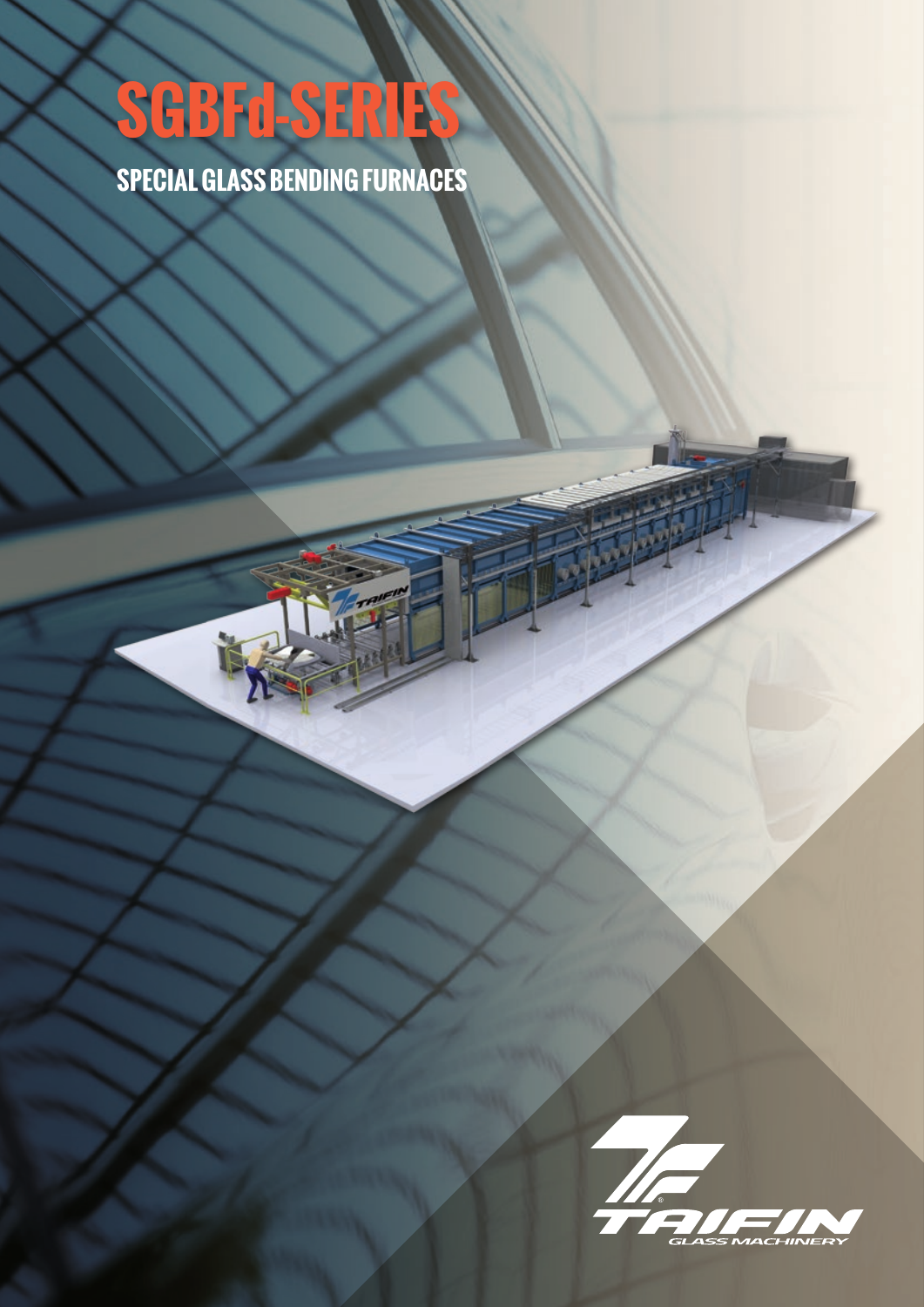# SGBFd-SERIES

## SPECIAL GLASS BENDING FURNACES

TAIFIN
GLASS MACHINERY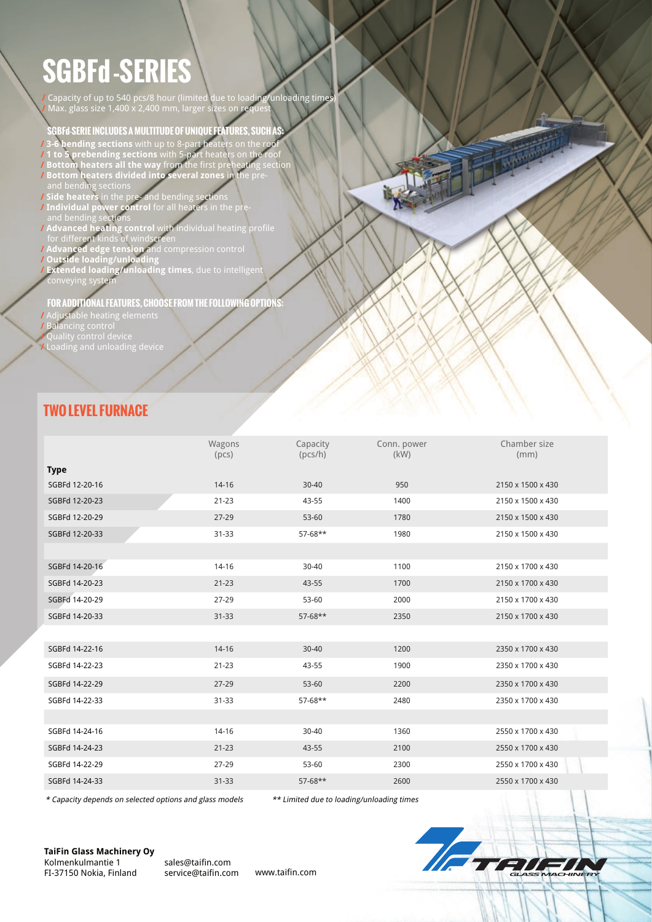# SGBFd-SERIES

/ Capacity of up to 540 pcs/8 hour (limited due to loading/unloading times)
/ Max. glass size 1,400 x 2,400 mm, larger sizes on request

### SGBFd-SERIE INCLUDES A MULTITUDE OF UNIQUE FEATURES, SUCH AS:

/ **3-6 bending sections** with up to 8-part heaters on the roof
/ **1 to 5 prebending sections** with 5-part heaters on the roof
/ **Bottom heaters all the way** from the first preheating section
/ **Bottom heaters divided into several zones** in the pre- and bending sections
/ **Side heaters** in the pre- and bending sections
/ **Individual power control** for all heaters in the pre- and bending sections
/ **Advanced heating control** with individual heating profile for different kinds of windscreen
/ **Advanced edge tension** and compression control
/ **Outside loading/unloading**
/ **Extended loading/unloading times**, due to intelligent conveying system

### FOR ADDITIONAL FEATURES, CHOOSE FROM THE FOLLOWING OPTIONS:

/ Adjustable heating elements
/ Balancing control
/ Quality control device
/ Loading and unloading device

## TWO LEVEL FURNACE

| Type | Wagons (pcs) | Capacity (pcs/h) | Conn. power (kW) | Chamber size (mm) |
|---|---|---|---|---|
| SGBFd 12-20-16 | 14-16 | 30-40 | 950 | 2150 x 1500 x 430 |
| SGBFd 12-20-23 | 21-23 | 43-55 | 1400 | 2150 x 1500 x 430 |
| SGBFd 12-20-29 | 27-29 | 53-60 | 1780 | 2150 x 1500 x 430 |
| SGBFd 12-20-33 | 31-33 | 57-68** | 1980 | 2150 x 1500 x 430 |
| | | | | |
| SGBFd 14-20-16 | 14-16 | 30-40 | 1100 | 2150 x 1700 x 430 |
| SGBFd 14-20-23 | 21-23 | 43-55 | 1700 | 2150 x 1700 x 430 |
| SGBFd 14-20-29 | 27-29 | 53-60 | 2000 | 2150 x 1700 x 430 |
| SGBFd 14-20-33 | 31-33 | 57-68** | 2350 | 2150 x 1700 x 430 |
| | | | | |
| SGBFd 14-22-16 | 14-16 | 30-40 | 1200 | 2350 x 1700 x 430 |
| SGBFd 14-22-23 | 21-23 | 43-55 | 1900 | 2350 x 1700 x 430 |
| SGBFd 14-22-29 | 27-29 | 53-60 | 2200 | 2350 x 1700 x 430 |
| SGBFd 14-22-33 | 31-33 | 57-68** | 2480 | 2350 x 1700 x 430 |
| | | | | |
| SGBFd 14-24-16 | 14-16 | 30-40 | 1360 | 2550 x 1700 x 430 |
| SGBFd 14-24-23 | 21-23 | 43-55 | 2100 | 2550 x 1700 x 430 |
| SGBFd 14-22-29 | 27-29 | 53-60 | 2300 | 2550 x 1700 x 430 |
| SGBFd 14-24-33 | 31-33 | 57-68** | 2600 | 2550 x 1700 x 430 |

*\* Capacity depends on selected options and glass models*

*\*\* Limited due to loading/unloading times*

**TaiFin Glass Machinery Oy**
Kolmenkulmantie 1
FI-37150 Nokia, Finland

sales@taifin.com
service@taifin.com

www.taifin.com

TAIFIN GLASS MACHINERY